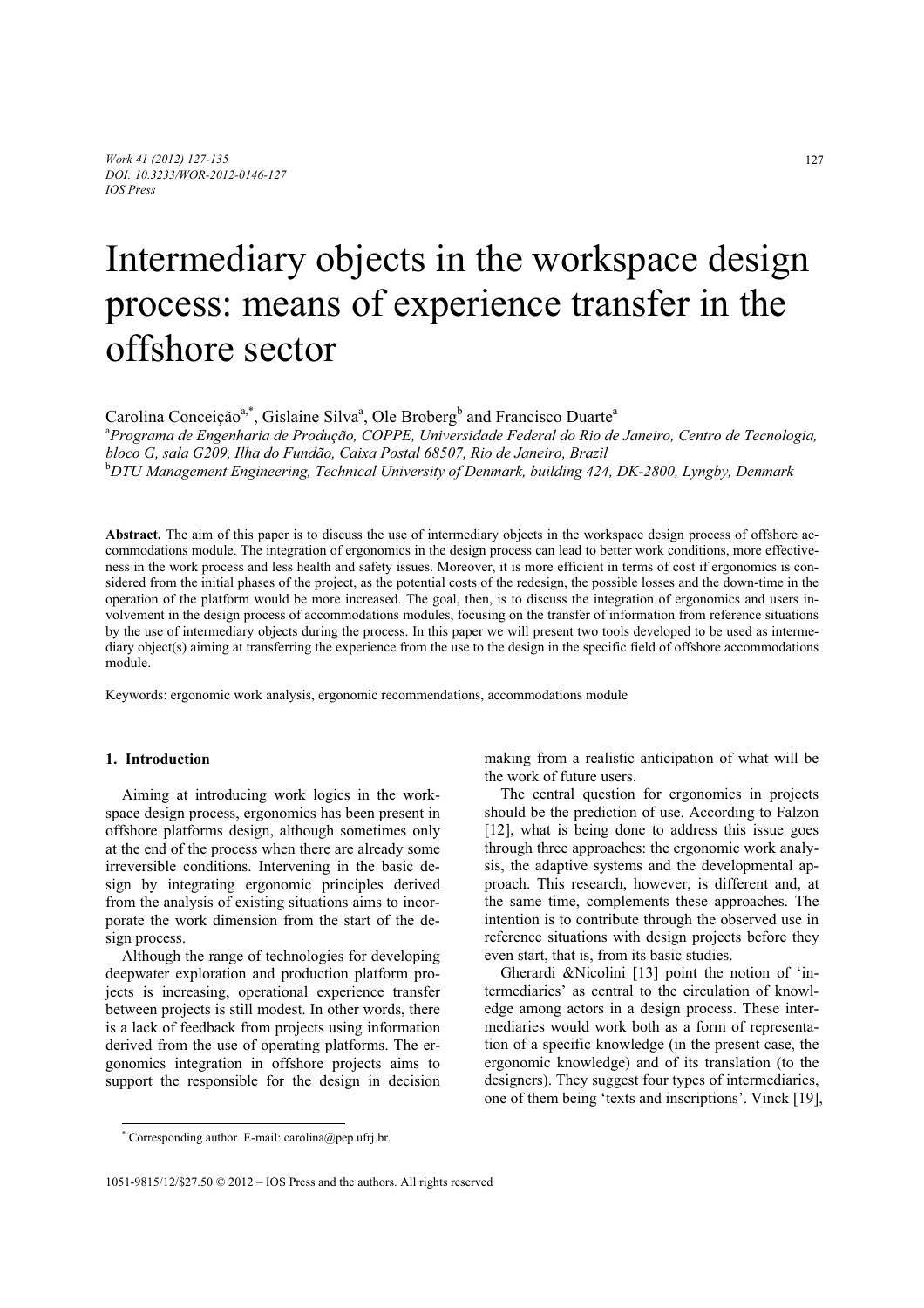# Intermediary objects in the workspace design process: means of experience transfer in the offshore sector

Carolina Conceição[a,*], Gislaine Silva[a], Ole Broberg[b] and Francisco Duarte[a]

[a]*Programa de Engenharia de Produção, COPPE, Universidade Federal do Rio de Janeiro, Centro de Tecnologia, bloco G, sala G209, Ilha do Fundão, Caixa Postal 68507, Rio de Janeiro, Brazil*

[b]*DTU Management Engineering, Technical University of Denmark, building 424, DK-2800, Lyngby, Denmark*

**Abstract.** The aim of this paper is to discuss the use of intermediary objects in the workspace design process of offshore accommodations module. The integration of ergonomics in the design process can lead to better work conditions, more effectiveness in the work process and less health and safety issues. Moreover, it is more efficient in terms of cost if ergonomics is considered from the initial phases of the project, as the potential costs of the redesign, the possible losses and the down-time in the operation of the platform would be more increased. The goal, then, is to discuss the integration of ergonomics and users involvement in the design process of accommodations modules, focusing on the transfer of information from reference situations by the use of intermediary objects during the process. In this paper we will present two tools developed to be used as intermediary object(s) aiming at transferring the experience from the use to the design in the specific field of offshore accommodations module.

Keywords: ergonomic work analysis, ergonomic recommendations, accommodations module

## 1. Introduction

Aiming at introducing work logics in the workspace design process, ergonomics has been present in offshore platforms design, although sometimes only at the end of the process when there are already some irreversible conditions. Intervening in the basic design by integrating ergonomic principles derived from the analysis of existing situations aims to incorporate the work dimension from the start of the design process.

Although the range of technologies for developing deepwater exploration and production platform projects is increasing, operational experience transfer between projects is still modest. In other words, there is a lack of feedback from projects using information derived from the use of operating platforms. The ergonomics integration in offshore projects aims to support the responsible for the design in decision making from a realistic anticipation of what will be the work of future users.

The central question for ergonomics in projects should be the prediction of use. According to Falzon [12], what is being done to address this issue goes through three approaches: the ergonomic work analysis, the adaptive systems and the developmental approach. This research, however, is different and, at the same time, complements these approaches. The intention is to contribute through the observed use in reference situations with design projects before they even start, that is, from its basic studies.

Gherardi &Nicolini [13] point the notion of 'intermediaries' as central to the circulation of knowledge among actors in a design process. These intermediaries would work both as a form of representation of a specific knowledge (in the present case, the ergonomic knowledge) and of its translation (to the designers). They suggest four types of intermediaries, one of them being 'texts and inscriptions'. Vinck [19],

* Corresponding author. E-mail: carolina@pep.ufrj.br.

1051-9815/12/$27.50 © 2012 – IOS Press and the authors. All rights reserved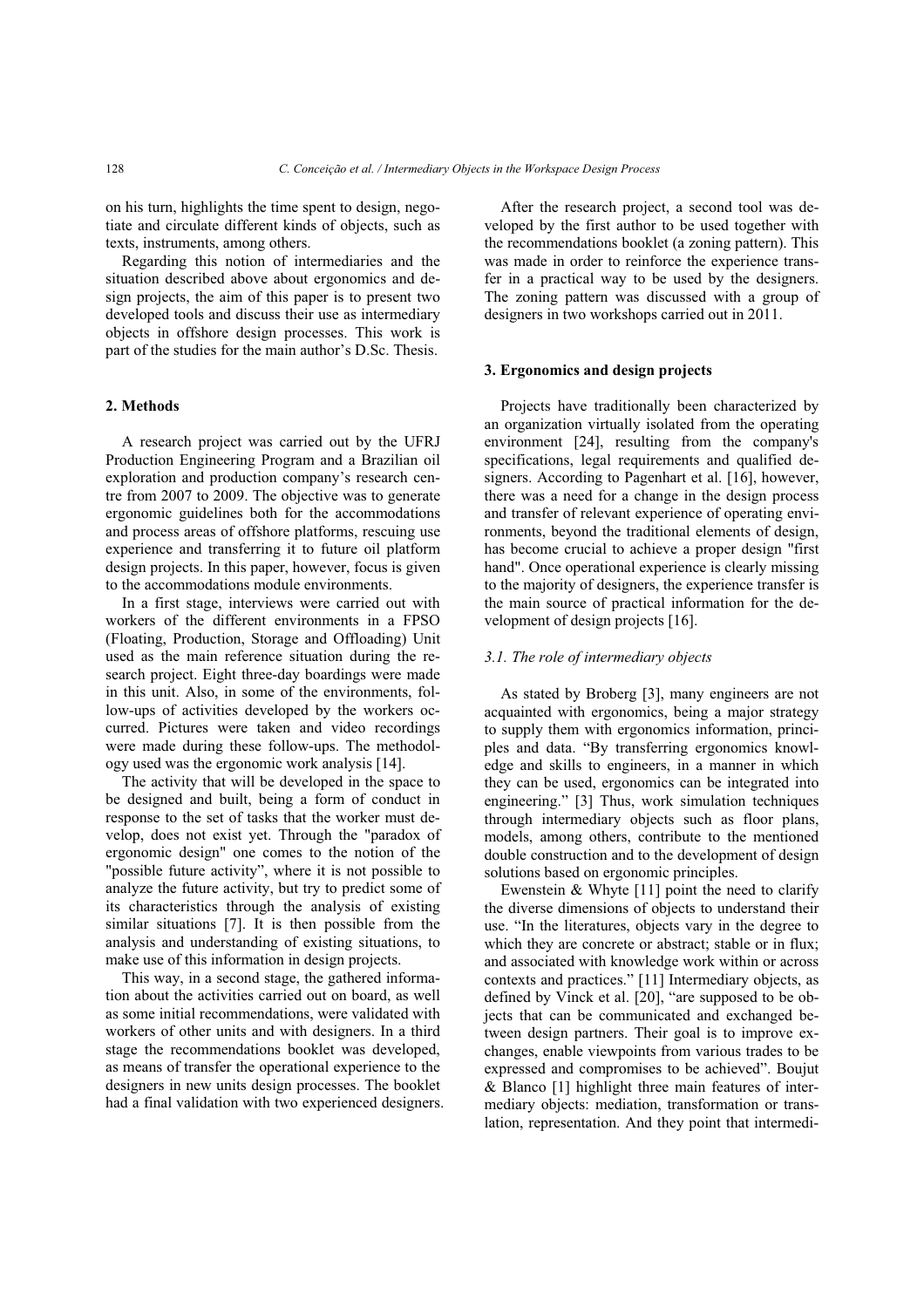on his turn, highlights the time spent to design, negotiate and circulate different kinds of objects, such as texts, instruments, among others.

Regarding this notion of intermediaries and the situation described above about ergonomics and design projects, the aim of this paper is to present two developed tools and discuss their use as intermediary objects in offshore design processes. This work is part of the studies for the main author's D.Sc. Thesis.

## 2. Methods

A research project was carried out by the UFRJ Production Engineering Program and a Brazilian oil exploration and production company's research centre from 2007 to 2009. The objective was to generate ergonomic guidelines both for the accommodations and process areas of offshore platforms, rescuing use experience and transferring it to future oil platform design projects. In this paper, however, focus is given to the accommodations module environments.

In a first stage, interviews were carried out with workers of the different environments in a FPSO (Floating, Production, Storage and Offloading) Unit used as the main reference situation during the research project. Eight three-day boardings were made in this unit. Also, in some of the environments, follow-ups of activities developed by the workers occurred. Pictures were taken and video recordings were made during these follow-ups. The methodology used was the ergonomic work analysis [14].

The activity that will be developed in the space to be designed and built, being a form of conduct in response to the set of tasks that the worker must develop, does not exist yet. Through the "paradox of ergonomic design" one comes to the notion of the "possible future activity", where it is not possible to analyze the future activity, but try to predict some of its characteristics through the analysis of existing similar situations [7]. It is then possible from the analysis and understanding of existing situations, to make use of this information in design projects.

This way, in a second stage, the gathered information about the activities carried out on board, as well as some initial recommendations, were validated with workers of other units and with designers. In a third stage the recommendations booklet was developed, as means of transfer the operational experience to the designers in new units design processes. The booklet had a final validation with two experienced designers.

After the research project, a second tool was developed by the first author to be used together with the recommendations booklet (a zoning pattern). This was made in order to reinforce the experience transfer in a practical way to be used by the designers. The zoning pattern was discussed with a group of designers in two workshops carried out in 2011.

## 3. Ergonomics and design projects

Projects have traditionally been characterized by an organization virtually isolated from the operating environment [24], resulting from the company's specifications, legal requirements and qualified designers. According to Pagenhart et al. [16], however, there was a need for a change in the design process and transfer of relevant experience of operating environments, beyond the traditional elements of design, has become crucial to achieve a proper design "first hand". Once operational experience is clearly missing to the majority of designers, the experience transfer is the main source of practical information for the development of design projects [16].

### *3.1. The role of intermediary objects*

As stated by Broberg [3], many engineers are not acquainted with ergonomics, being a major strategy to supply them with ergonomics information, principles and data. "By transferring ergonomics knowledge and skills to engineers, in a manner in which they can be used, ergonomics can be integrated into engineering." [3] Thus, work simulation techniques through intermediary objects such as floor plans, models, among others, contribute to the mentioned double construction and to the development of design solutions based on ergonomic principles.

Ewenstein & Whyte [11] point the need to clarify the diverse dimensions of objects to understand their use. "In the literatures, objects vary in the degree to which they are concrete or abstract; stable or in flux; and associated with knowledge work within or across contexts and practices." [11] Intermediary objects, as defined by Vinck et al. [20], "are supposed to be objects that can be communicated and exchanged between design partners. Their goal is to improve exchanges, enable viewpoints from various trades to be expressed and compromises to be achieved". Boujut & Blanco [1] highlight three main features of intermediary objects: mediation, transformation or translation, representation. And they point that intermedi-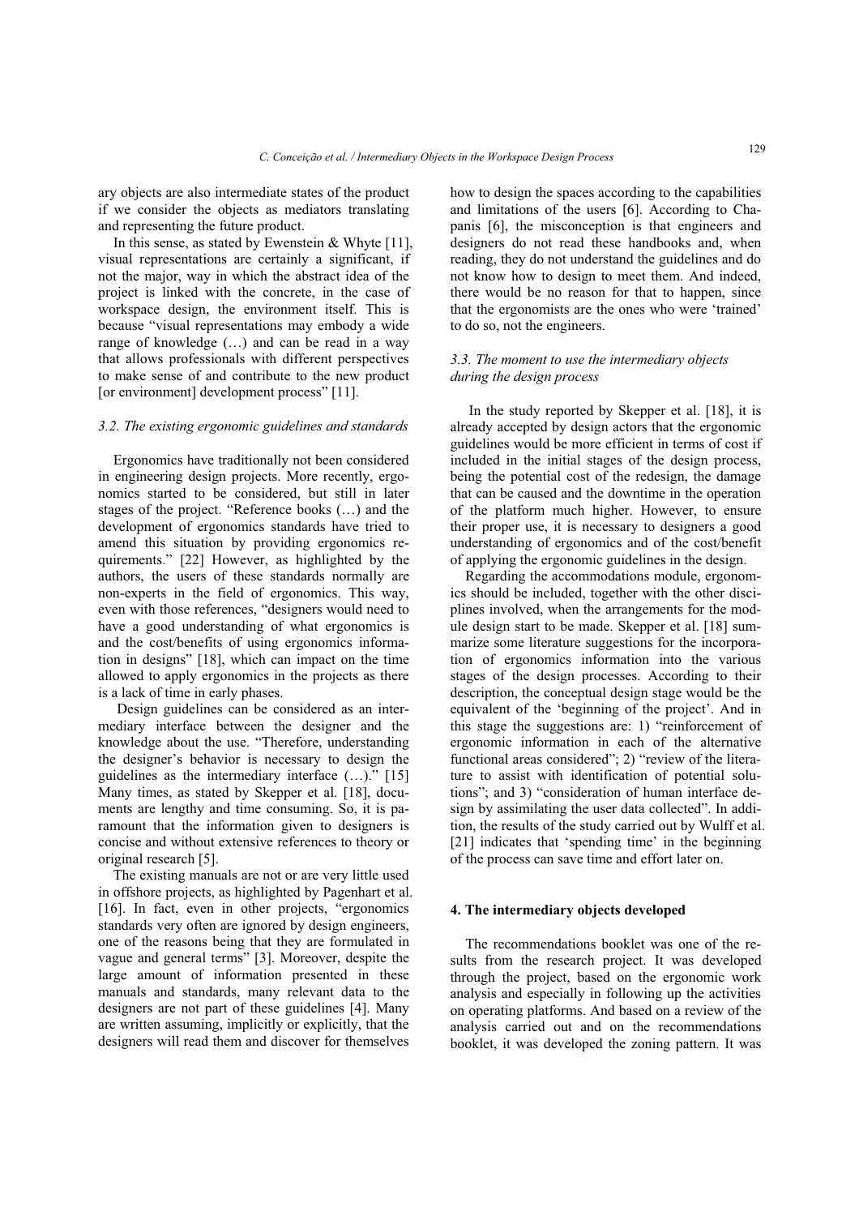ary objects are also intermediate states of the product if we consider the objects as mediators translating and representing the future product.

In this sense, as stated by Ewenstein & Whyte [11], visual representations are certainly a significant, if not the major, way in which the abstract idea of the project is linked with the concrete, in the case of workspace design, the environment itself. This is because "visual representations may embody a wide range of knowledge (…) and can be read in a way that allows professionals with different perspectives to make sense of and contribute to the new product [or environment] development process" [11].

### *3.2. The existing ergonomic guidelines and standards*

Ergonomics have traditionally not been considered in engineering design projects. More recently, ergonomics started to be considered, but still in later stages of the project. "Reference books (…) and the development of ergonomics standards have tried to amend this situation by providing ergonomics requirements." [22] However, as highlighted by the authors, the users of these standards normally are non-experts in the field of ergonomics. This way, even with those references, "designers would need to have a good understanding of what ergonomics is and the cost/benefits of using ergonomics information in designs" [18], which can impact on the time allowed to apply ergonomics in the projects as there is a lack of time in early phases.

Design guidelines can be considered as an intermediary interface between the designer and the knowledge about the use. "Therefore, understanding the designer's behavior is necessary to design the guidelines as the intermediary interface (…)." [15] Many times, as stated by Skepper et al. [18], documents are lengthy and time consuming. So, it is paramount that the information given to designers is concise and without extensive references to theory or original research [5].

The existing manuals are not or are very little used in offshore projects, as highlighted by Pagenhart et al. [16]. In fact, even in other projects, "ergonomics standards very often are ignored by design engineers, one of the reasons being that they are formulated in vague and general terms" [3]. Moreover, despite the large amount of information presented in these manuals and standards, many relevant data to the designers are not part of these guidelines [4]. Many are written assuming, implicitly or explicitly, that the designers will read them and discover for themselves how to design the spaces according to the capabilities and limitations of the users [6]. According to Chapanis [6], the misconception is that engineers and designers do not read these handbooks and, when reading, they do not understand the guidelines and do not know how to design to meet them. And indeed, there would be no reason for that to happen, since that the ergonomists are the ones who were 'trained' to do so, not the engineers.

### *3.3. The moment to use the intermediary objects during the design process*

In the study reported by Skepper et al. [18], it is already accepted by design actors that the ergonomic guidelines would be more efficient in terms of cost if included in the initial stages of the design process, being the potential cost of the redesign, the damage that can be caused and the downtime in the operation of the platform much higher. However, to ensure their proper use, it is necessary to designers a good understanding of ergonomics and of the cost/benefit of applying the ergonomic guidelines in the design.

Regarding the accommodations module, ergonomics should be included, together with the other disciplines involved, when the arrangements for the module design start to be made. Skepper et al. [18] summarize some literature suggestions for the incorporation of ergonomics information into the various stages of the design processes. According to their description, the conceptual design stage would be the equivalent of the 'beginning of the project'. And in this stage the suggestions are: 1) "reinforcement of ergonomic information in each of the alternative functional areas considered"; 2) "review of the literature to assist with identification of potential solutions"; and 3) "consideration of human interface design by assimilating the user data collected". In addition, the results of the study carried out by Wulff et al. [21] indicates that 'spending time' in the beginning of the process can save time and effort later on.

## 4. The intermediary objects developed

The recommendations booklet was one of the results from the research project. It was developed through the project, based on the ergonomic work analysis and especially in following up the activities on operating platforms. And based on a review of the analysis carried out and on the recommendations booklet, it was developed the zoning pattern. It was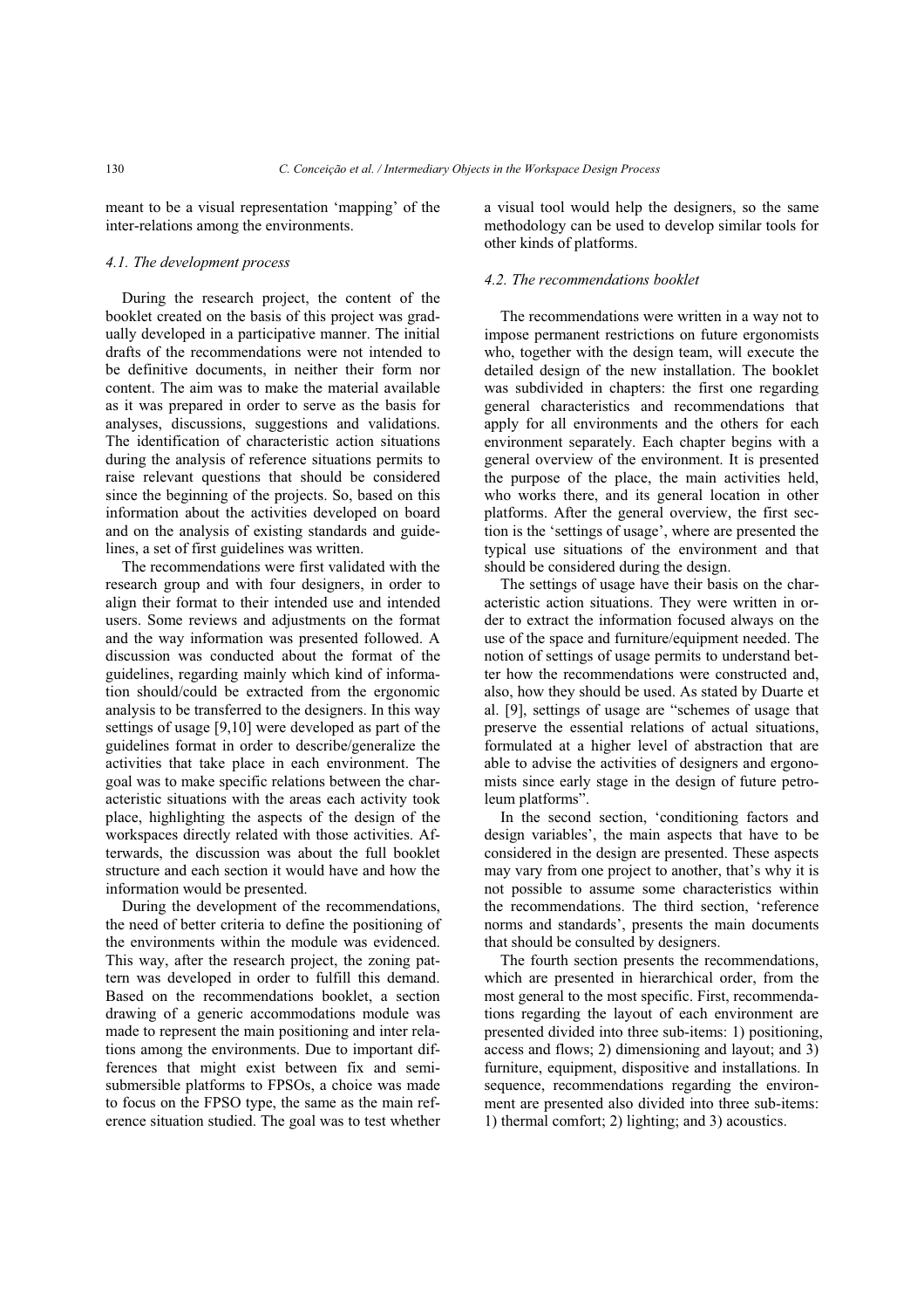meant to be a visual representation 'mapping' of the inter-relations among the environments.

### *4.1. The development process*

During the research project, the content of the booklet created on the basis of this project was gradually developed in a participative manner. The initial drafts of the recommendations were not intended to be definitive documents, in neither their form nor content. The aim was to make the material available as it was prepared in order to serve as the basis for analyses, discussions, suggestions and validations. The identification of characteristic action situations during the analysis of reference situations permits to raise relevant questions that should be considered since the beginning of the projects. So, based on this information about the activities developed on board and on the analysis of existing standards and guidelines, a set of first guidelines was written.

The recommendations were first validated with the research group and with four designers, in order to align their format to their intended use and intended users. Some reviews and adjustments on the format and the way information was presented followed. A discussion was conducted about the format of the guidelines, regarding mainly which kind of information should/could be extracted from the ergonomic analysis to be transferred to the designers. In this way settings of usage [9,10] were developed as part of the guidelines format in order to describe/generalize the activities that take place in each environment. The goal was to make specific relations between the characteristic situations with the areas each activity took place, highlighting the aspects of the design of the workspaces directly related with those activities. Afterwards, the discussion was about the full booklet structure and each section it would have and how the information would be presented.

During the development of the recommendations, the need of better criteria to define the positioning of the environments within the module was evidenced. This way, after the research project, the zoning pattern was developed in order to fulfill this demand. Based on the recommendations booklet, a section drawing of a generic accommodations module was made to represent the main positioning and inter relations among the environments. Due to important differences that might exist between fix and semi-submersible platforms to FPSOs, a choice was made to focus on the FPSO type, the same as the main reference situation studied. The goal was to test whether a visual tool would help the designers, so the same methodology can be used to develop similar tools for other kinds of platforms.

### *4.2. The recommendations booklet*

The recommendations were written in a way not to impose permanent restrictions on future ergonomists who, together with the design team, will execute the detailed design of the new installation. The booklet was subdivided in chapters: the first one regarding general characteristics and recommendations that apply for all environments and the others for each environment separately. Each chapter begins with a general overview of the environment. It is presented the purpose of the place, the main activities held, who works there, and its general location in other platforms. After the general overview, the first section is the 'settings of usage', where are presented the typical use situations of the environment and that should be considered during the design.

The settings of usage have their basis on the characteristic action situations. They were written in order to extract the information focused always on the use of the space and furniture/equipment needed. The notion of settings of usage permits to understand better how the recommendations were constructed and, also, how they should be used. As stated by Duarte et al. [9], settings of usage are "schemes of usage that preserve the essential relations of actual situations, formulated at a higher level of abstraction that are able to advise the activities of designers and ergonomists since early stage in the design of future petroleum platforms".

In the second section, 'conditioning factors and design variables', the main aspects that have to be considered in the design are presented. These aspects may vary from one project to another, that's why it is not possible to assume some characteristics within the recommendations. The third section, 'reference norms and standards', presents the main documents that should be consulted by designers.

The fourth section presents the recommendations, which are presented in hierarchical order, from the most general to the most specific. First, recommendations regarding the layout of each environment are presented divided into three sub-items: 1) positioning, access and flows; 2) dimensioning and layout; and 3) furniture, equipment, dispositive and installations. In sequence, recommendations regarding the environment are presented also divided into three sub-items: 1) thermal comfort; 2) lighting; and 3) acoustics.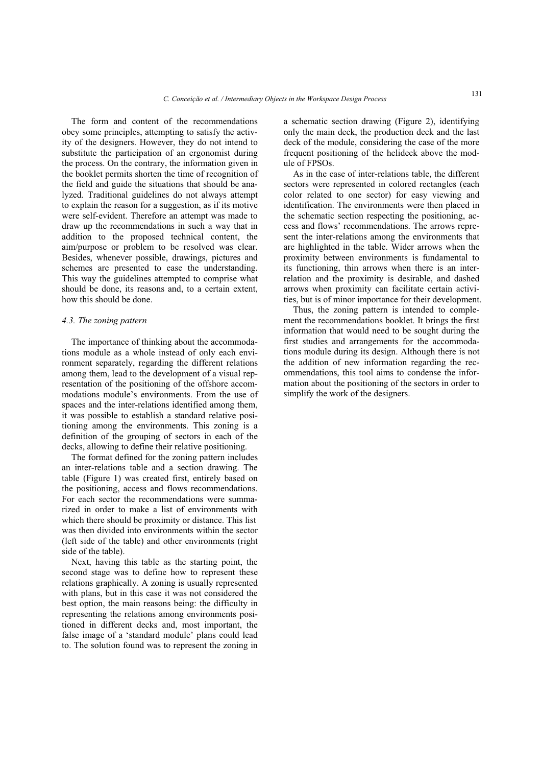The form and content of the recommendations obey some principles, attempting to satisfy the activity of the designers. However, they do not intend to substitute the participation of an ergonomist during the process. On the contrary, the information given in the booklet permits shorten the time of recognition of the field and guide the situations that should be analyzed. Traditional guidelines do not always attempt to explain the reason for a suggestion, as if its motive were self-evident. Therefore an attempt was made to draw up the recommendations in such a way that in addition to the proposed technical content, the aim/purpose or problem to be resolved was clear. Besides, whenever possible, drawings, pictures and schemes are presented to ease the understanding. This way the guidelines attempted to comprise what should be done, its reasons and, to a certain extent, how this should be done.

### *4.3. The zoning pattern*

The importance of thinking about the accommodations module as a whole instead of only each environment separately, regarding the different relations among them, lead to the development of a visual representation of the positioning of the offshore accommodations module's environments. From the use of spaces and the inter-relations identified among them, it was possible to establish a standard relative positioning among the environments. This zoning is a definition of the grouping of sectors in each of the decks, allowing to define their relative positioning.

The format defined for the zoning pattern includes an inter-relations table and a section drawing. The table (Figure 1) was created first, entirely based on the positioning, access and flows recommendations. For each sector the recommendations were summarized in order to make a list of environments with which there should be proximity or distance. This list was then divided into environments within the sector (left side of the table) and other environments (right side of the table).

Next, having this table as the starting point, the second stage was to define how to represent these relations graphically. A zoning is usually represented with plans, but in this case it was not considered the best option, the main reasons being: the difficulty in representing the relations among environments positioned in different decks and, most important, the false image of a 'standard module' plans could lead to. The solution found was to represent the zoning in a schematic section drawing (Figure 2), identifying only the main deck, the production deck and the last deck of the module, considering the case of the more frequent positioning of the helideck above the module of FPSOs.

As in the case of inter-relations table, the different sectors were represented in colored rectangles (each color related to one sector) for easy viewing and identification. The environments were then placed in the schematic section respecting the positioning, access and flows' recommendations. The arrows represent the inter-relations among the environments that are highlighted in the table. Wider arrows when the proximity between environments is fundamental to its functioning, thin arrows when there is an inter-relation and the proximity is desirable, and dashed arrows when proximity can facilitate certain activities, but is of minor importance for their development.

Thus, the zoning pattern is intended to complement the recommendations booklet. It brings the first information that would need to be sought during the first studies and arrangements for the accommodations module during its design. Although there is not the addition of new information regarding the recommendations, this tool aims to condense the information about the positioning of the sectors in order to simplify the work of the designers.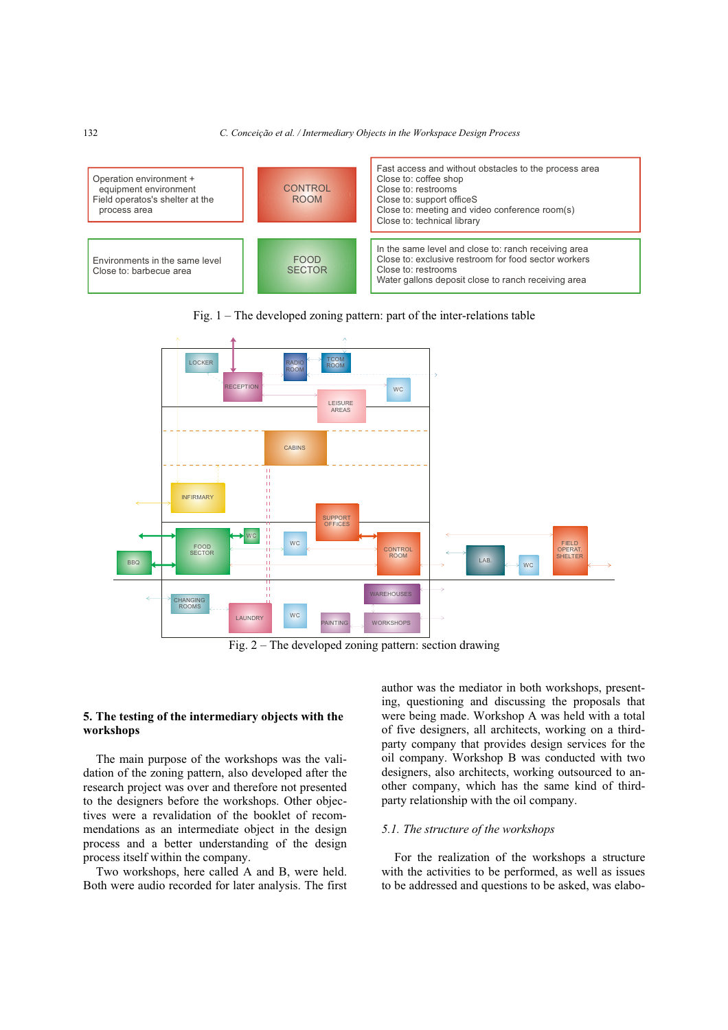| Operation environment + equipment environment<br>Field operatos's shelter at the process area | CONTROL ROOM | Fast access and without obstacles to the process area<br>Close to: coffee shop<br>Close to: restrooms<br>Close to: support officeS<br>Close to: meeting and video conference room(s)<br>Close to: technical library |
|---|---|---|
| Environments in the same level<br>Close to: barbecue area | FOOD SECTOR | In the same level and close to: ranch receiving area<br>Close to: exclusive restroom for food sector workers<br>Close to: restrooms<br>Water gallons deposit close to ranch receiving area |

Fig. 1 – The developed zoning pattern: part of the inter-relations table

Fig. 2 – The developed zoning pattern: section drawing

## 5. The testing of the intermediary objects with the workshops

The main purpose of the workshops was the validation of the zoning pattern, also developed after the research project was over and therefore not presented to the designers before the workshops. Other objectives were a revalidation of the booklet of recommendations as an intermediate object in the design process and a better understanding of the design process itself within the company.

Two workshops, here called A and B, were held. Both were audio recorded for later analysis. The first author was the mediator in both workshops, presenting, questioning and discussing the proposals that were being made. Workshop A was held with a total of five designers, all architects, working on a third-party company that provides design services for the oil company. Workshop B was conducted with two designers, also architects, working outsourced to another company, which has the same kind of third-party relationship with the oil company.

### 5.1. The structure of the workshops

For the realization of the workshops a structure with the activities to be performed, as well as issues to be addressed and questions to be asked, was elabo-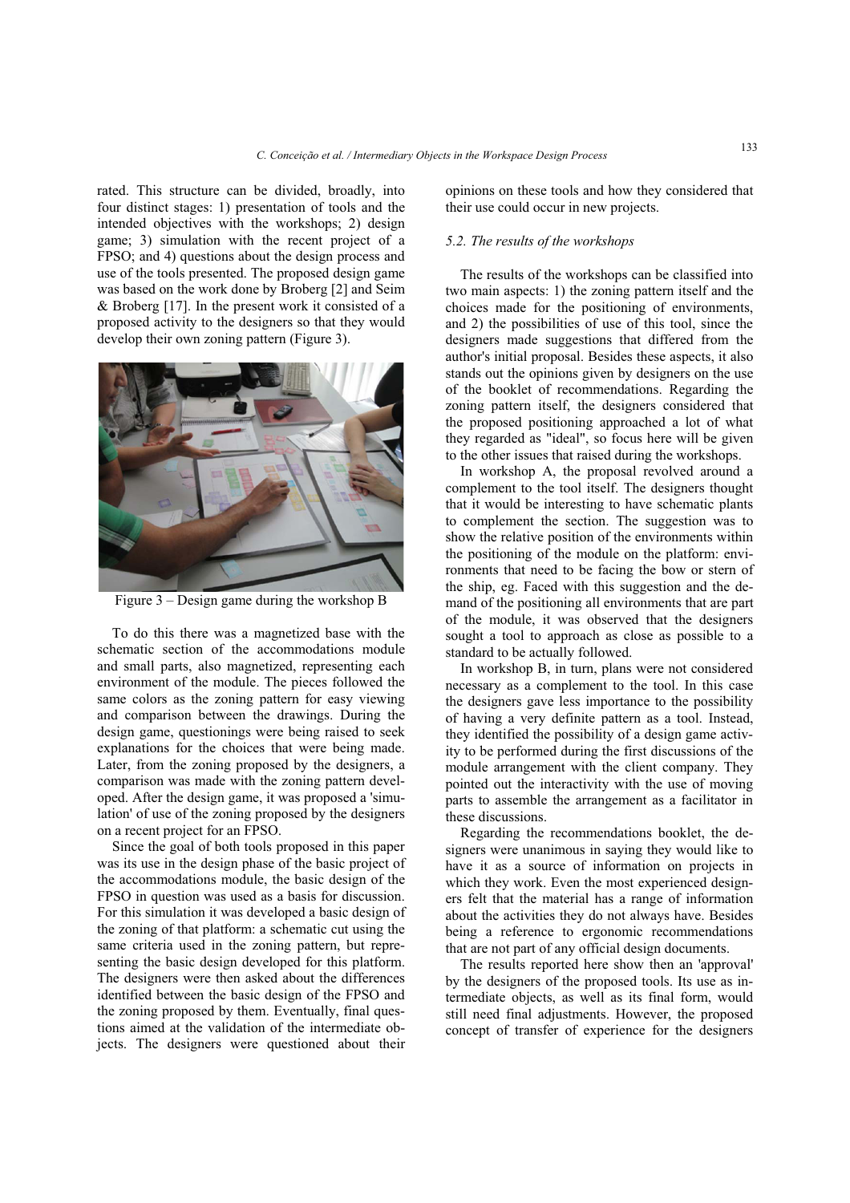rated. This structure can be divided, broadly, into four distinct stages: 1) presentation of tools and the intended objectives with the workshops; 2) design game; 3) simulation with the recent project of a FPSO; and 4) questions about the design process and use of the tools presented. The proposed design game was based on the work done by Broberg [2] and Seim & Broberg [17]. In the present work it consisted of a proposed activity to the designers so that they would develop their own zoning pattern (Figure 3).

Figure 3 – Design game during the workshop B

To do this there was a magnetized base with the schematic section of the accommodations module and small parts, also magnetized, representing each environment of the module. The pieces followed the same colors as the zoning pattern for easy viewing and comparison between the drawings. During the design game, questionings were being raised to seek explanations for the choices that were being made. Later, from the zoning proposed by the designers, a comparison was made with the zoning pattern developed. After the design game, it was proposed a 'simulation' of use of the zoning proposed by the designers on a recent project for an FPSO.

Since the goal of both tools proposed in this paper was its use in the design phase of the basic project of the accommodations module, the basic design of the FPSO in question was used as a basis for discussion. For this simulation it was developed a basic design of the zoning of that platform: a schematic cut using the same criteria used in the zoning pattern, but representing the basic design developed for this platform. The designers were then asked about the differences identified between the basic design of the FPSO and the zoning proposed by them. Eventually, final questions aimed at the validation of the intermediate objects. The designers were questioned about their opinions on these tools and how they considered that their use could occur in new projects.

### *5.2. The results of the workshops*

The results of the workshops can be classified into two main aspects: 1) the zoning pattern itself and the choices made for the positioning of environments, and 2) the possibilities of use of this tool, since the designers made suggestions that differed from the author's initial proposal. Besides these aspects, it also stands out the opinions given by designers on the use of the booklet of recommendations. Regarding the zoning pattern itself, the designers considered that the proposed positioning approached a lot of what they regarded as "ideal", so focus here will be given to the other issues that raised during the workshops.

In workshop A, the proposal revolved around a complement to the tool itself. The designers thought that it would be interesting to have schematic plants to complement the section. The suggestion was to show the relative position of the environments within the positioning of the module on the platform: environments that need to be facing the bow or stern of the ship, eg. Faced with this suggestion and the demand of the positioning all environments that are part of the module, it was observed that the designers sought a tool to approach as close as possible to a standard to be actually followed.

In workshop B, in turn, plans were not considered necessary as a complement to the tool. In this case the designers gave less importance to the possibility of having a very definite pattern as a tool. Instead, they identified the possibility of a design game activity to be performed during the first discussions of the module arrangement with the client company. They pointed out the interactivity with the use of moving parts to assemble the arrangement as a facilitator in these discussions.

Regarding the recommendations booklet, the designers were unanimous in saying they would like to have it as a source of information on projects in which they work. Even the most experienced designers felt that the material has a range of information about the activities they do not always have. Besides being a reference to ergonomic recommendations that are not part of any official design documents.

The results reported here show then an 'approval' by the designers of the proposed tools. Its use as intermediate objects, as well as its final form, would still need final adjustments. However, the proposed concept of transfer of experience for the designers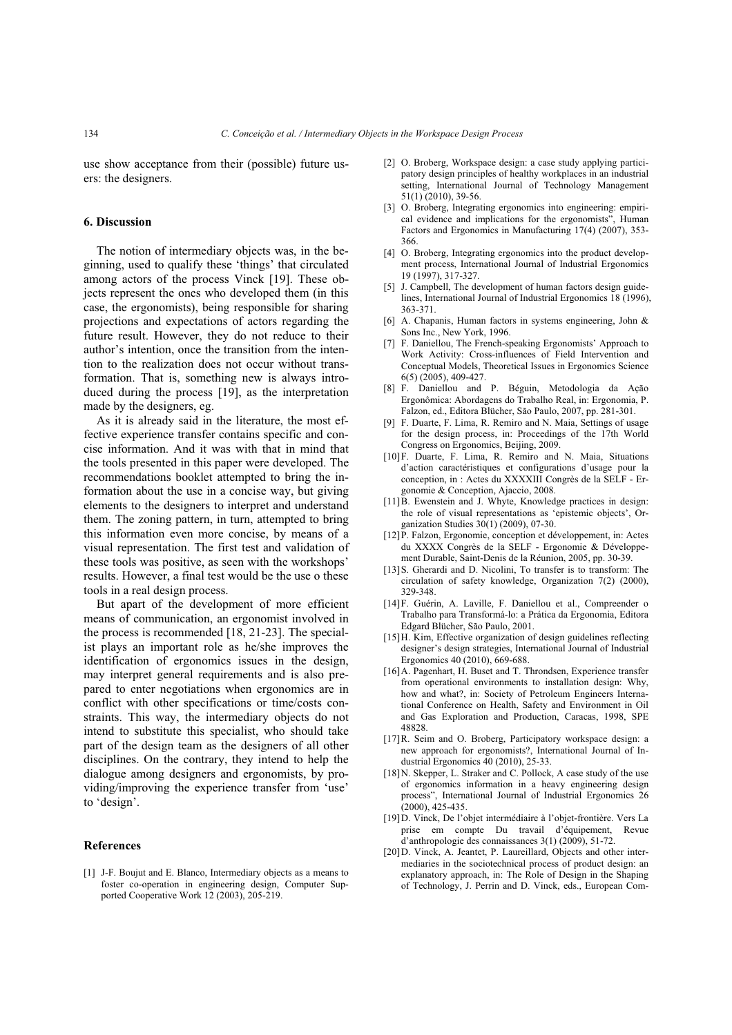use show acceptance from their (possible) future users: the designers.

## 6. Discussion

The notion of intermediary objects was, in the beginning, used to qualify these 'things' that circulated among actors of the process Vinck [19]. These objects represent the ones who developed them (in this case, the ergonomists), being responsible for sharing projections and expectations of actors regarding the future result. However, they do not reduce to their author's intention, once the transition from the intention to the realization does not occur without transformation. That is, something new is always introduced during the process [19], as the interpretation made by the designers, eg.

As it is already said in the literature, the most effective experience transfer contains specific and concise information. And it was with that in mind that the tools presented in this paper were developed. The recommendations booklet attempted to bring the information about the use in a concise way, but giving elements to the designers to interpret and understand them. The zoning pattern, in turn, attempted to bring this information even more concise, by means of a visual representation. The first test and validation of these tools was positive, as seen with the workshops' results. However, a final test would be the use o these tools in a real design process.

But apart of the development of more efficient means of communication, an ergonomist involved in the process is recommended [18, 21-23]. The specialist plays an important role as he/she improves the identification of ergonomics issues in the design, may interpret general requirements and is also prepared to enter negotiations when ergonomics are in conflict with other specifications or time/costs constraints. This way, the intermediary objects do not intend to substitute this specialist, who should take part of the design team as the designers of all other disciplines. On the contrary, they intend to help the dialogue among designers and ergonomists, by providing/improving the experience transfer from 'use' to 'design'.

## References

[1] J-F. Boujut and E. Blanco, Intermediary objects as a means to foster co-operation in engineering design, Computer Supported Cooperative Work 12 (2003), 205-219.

[2] O. Broberg, Workspace design: a case study applying participatory design principles of healthy workplaces in an industrial setting, International Journal of Technology Management 51(1) (2010), 39-56.

[3] O. Broberg, Integrating ergonomics into engineering: empirical evidence and implications for the ergonomists", Human Factors and Ergonomics in Manufacturing 17(4) (2007), 353-366.

[4] O. Broberg, Integrating ergonomics into the product development process, International Journal of Industrial Ergonomics 19 (1997), 317-327.

[5] J. Campbell, The development of human factors design guidelines, International Journal of Industrial Ergonomics 18 (1996), 363-371.

[6] A. Chapanis, Human factors in systems engineering, John & Sons Inc., New York, 1996.

[7] F. Daniellou, The French-speaking Ergonomists' Approach to Work Activity: Cross-influences of Field Intervention and Conceptual Models, Theoretical Issues in Ergonomics Science 6(5) (2005), 409-427.

[8] F. Daniellou and P. Béguin, Metodologia da Ação Ergonômica: Abordagens do Trabalho Real, in: Ergonomia, P. Falzon, ed., Editora Blücher, São Paulo, 2007, pp. 281-301.

[9] F. Duarte, F. Lima, R. Remiro and N. Maia, Settings of usage for the design process, in: Proceedings of the 17th World Congress on Ergonomics, Beijing, 2009.

[10] F. Duarte, F. Lima, R. Remiro and N. Maia, Situations d'action caractéristiques et configurations d'usage pour la conception, in : Actes du XXXXIII Congrès de la SELF - Ergonomie & Conception, Ajaccio, 2008.

[11] B. Ewenstein and J. Whyte, Knowledge practices in design: the role of visual representations as 'epistemic objects', Organization Studies 30(1) (2009), 07-30.

[12] P. Falzon, Ergonomie, conception et développement, in: Actes du XXXX Congrès de la SELF - Ergonomie & Développement Durable, Saint-Denis de la Réunion, 2005, pp. 30-39.

[13] S. Gherardi and D. Nicolini, To transfer is to transform: The circulation of safety knowledge, Organization 7(2) (2000), 329-348.

[14] F. Guérin, A. Laville, F. Daniellou et al., Compreender o Trabalho para Transformá-lo: a Prática da Ergonomia, Editora Edgard Blücher, São Paulo, 2001.

[15] H. Kim, Effective organization of design guidelines reflecting designer's design strategies, International Journal of Industrial Ergonomics 40 (2010), 669-688.

[16] A. Pagenhart, H. Buset and T. Throndsen, Experience transfer from operational environments to installation design: Why, how and what?, in: Society of Petroleum Engineers International Conference on Health, Safety and Environment in Oil and Gas Exploration and Production, Caracas, 1998, SPE 48828.

[17] R. Seim and O. Broberg, Participatory workspace design: a new approach for ergonomists?, International Journal of Industrial Ergonomics 40 (2010), 25-33.

[18] N. Skepper, L. Straker and C. Pollock, A case study of the use of ergonomics information in a heavy engineering design process", International Journal of Industrial Ergonomics 26 (2000), 425-435.

[19] D. Vinck, De l'objet intermédiaire à l'objet-frontière. Vers La prise em compte Du travail d'équipement, Revue d'anthropologie des connaissances 3(1) (2009), 51-72.

[20] D. Vinck, A. Jeantet, P. Laureillard, Objects and other intermediaries in the sociotechnical process of product design: an explanatory approach, in: The Role of Design in the Shaping of Technology, J. Perrin and D. Vinck, eds., European Com-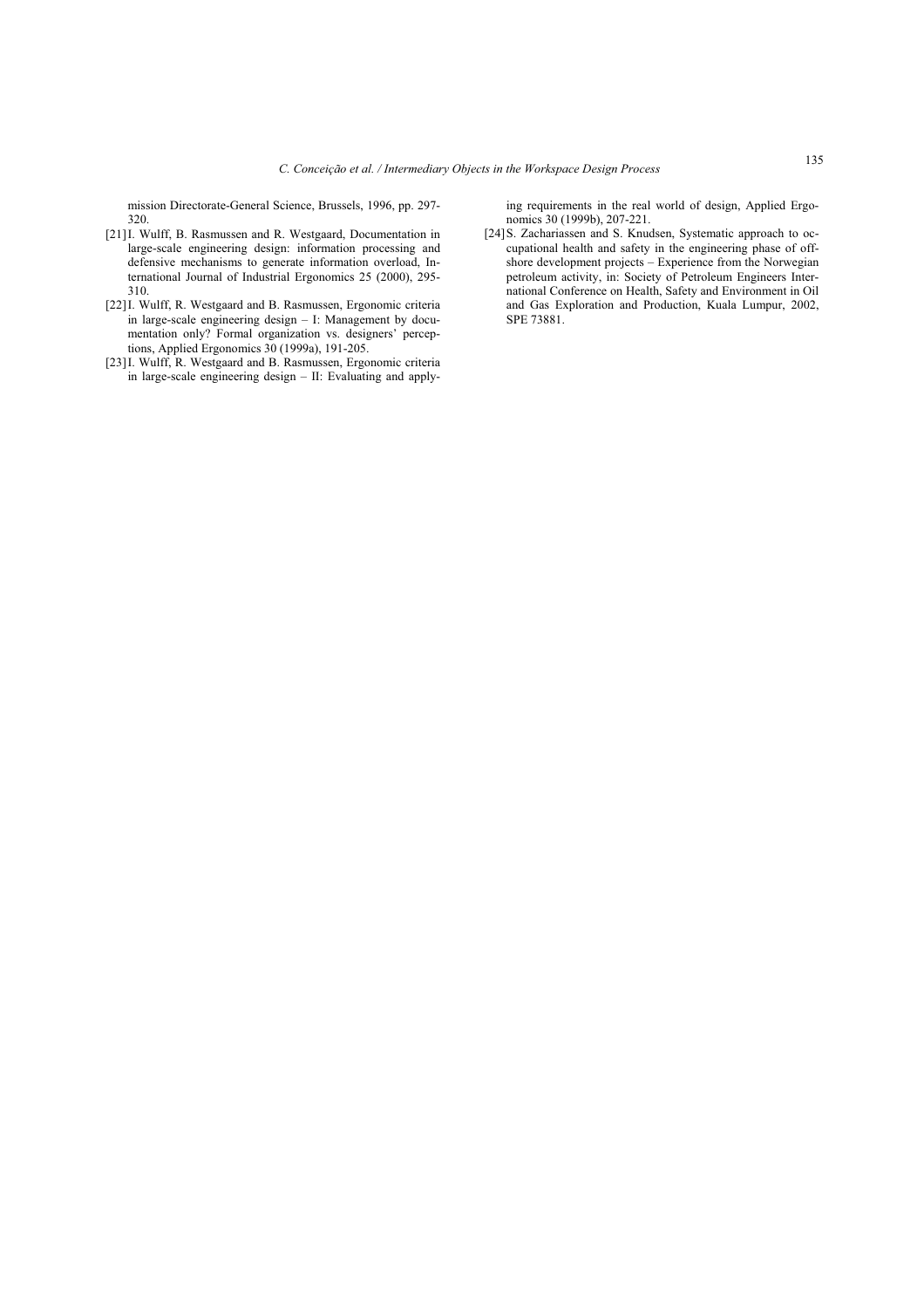mission Directorate-General Science, Brussels, 1996, pp. 297-320.

[21] I. Wulff, B. Rasmussen and R. Westgaard, Documentation in large-scale engineering design: information processing and defensive mechanisms to generate information overload, International Journal of Industrial Ergonomics 25 (2000), 295-310.

[22] I. Wulff, R. Westgaard and B. Rasmussen, Ergonomic criteria in large-scale engineering design – I: Management by documentation only? Formal organization vs. designers' perceptions, Applied Ergonomics 30 (1999a), 191-205.

[23] I. Wulff, R. Westgaard and B. Rasmussen, Ergonomic criteria in large-scale engineering design – II: Evaluating and applying requirements in the real world of design, Applied Ergonomics 30 (1999b), 207-221.

[24] S. Zachariassen and S. Knudsen, Systematic approach to occupational health and safety in the engineering phase of offshore development projects – Experience from the Norwegian petroleum activity, in: Society of Petroleum Engineers International Conference on Health, Safety and Environment in Oil and Gas Exploration and Production, Kuala Lumpur, 2002, SPE 73881.